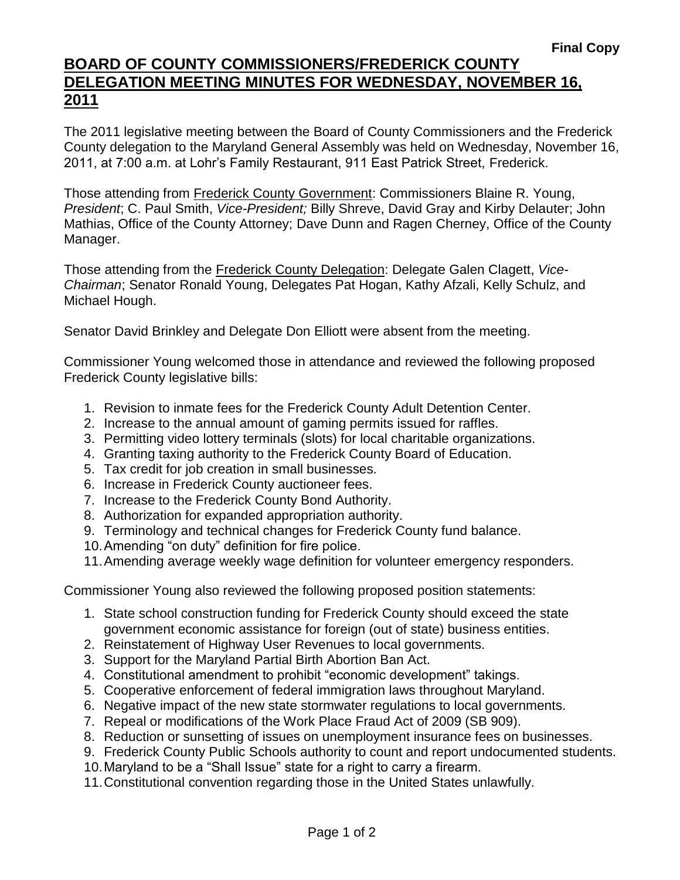**Final Copy**

# BOARD OF COUNTY COMMISSIONERS/FREDERICK COUNTY DELEGATION MEETING MINUTES FOR WEDNESDAY, NOVEMBER 16, 2011

The 2011 legislative meeting between the Board of County Commissioners and the Frederick County delegation to the Maryland General Assembly was held on Wednesday, November 16, 2011, at 7:00 a.m. at Lohr's Family Restaurant, 911 East Patrick Street, Frederick.

Those attending from Frederick County Government: Commissioners Blaine R. Young, *President*; C. Paul Smith, *Vice-President;* Billy Shreve, David Gray and Kirby Delauter; John Mathias, Office of the County Attorney; Dave Dunn and Ragen Cherney, Office of the County Manager.

Those attending from the Frederick County Delegation: Delegate Galen Clagett, *Vice-Chairman*; Senator Ronald Young, Delegates Pat Hogan, Kathy Afzali, Kelly Schulz, and Michael Hough.

Senator David Brinkley and Delegate Don Elliott were absent from the meeting.

Commissioner Young welcomed those in attendance and reviewed the following proposed Frederick County legislative bills:

1. Revision to inmate fees for the Frederick County Adult Detention Center.
2. Increase to the annual amount of gaming permits issued for raffles.
3. Permitting video lottery terminals (slots) for local charitable organizations.
4. Granting taxing authority to the Frederick County Board of Education.
5. Tax credit for job creation in small businesses.
6. Increase in Frederick County auctioneer fees.
7. Increase to the Frederick County Bond Authority.
8. Authorization for expanded appropriation authority.
9. Terminology and technical changes for Frederick County fund balance.
10. Amending "on duty" definition for fire police.
11. Amending average weekly wage definition for volunteer emergency responders.

Commissioner Young also reviewed the following proposed position statements:

1. State school construction funding for Frederick County should exceed the state government economic assistance for foreign (out of state) business entities.
2. Reinstatement of Highway User Revenues to local governments.
3. Support for the Maryland Partial Birth Abortion Ban Act.
4. Constitutional amendment to prohibit "economic development" takings.
5. Cooperative enforcement of federal immigration laws throughout Maryland.
6. Negative impact of the new state stormwater regulations to local governments.
7. Repeal or modifications of the Work Place Fraud Act of 2009 (SB 909).
8. Reduction or sunsetting of issues on unemployment insurance fees on businesses.
9. Frederick County Public Schools authority to count and report undocumented students.
10. Maryland to be a "Shall Issue" state for a right to carry a firearm.
11. Constitutional convention regarding those in the United States unlawfully.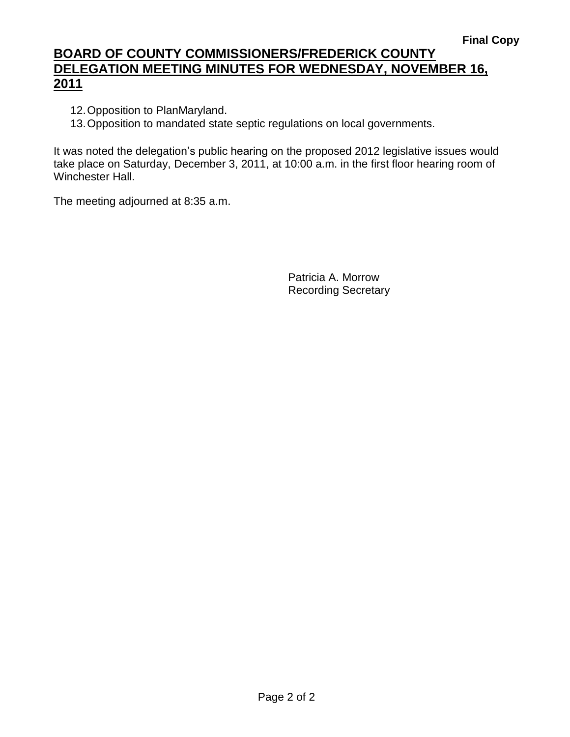12. Opposition to PlanMaryland.
13. Opposition to mandated state septic regulations on local governments.

It was noted the delegation's public hearing on the proposed 2012 legislative issues would take place on Saturday, December 3, 2011, at 10:00 a.m. in the first floor hearing room of Winchester Hall.

The meeting adjourned at 8:35 a.m.

Patricia A. Morrow
Recording Secretary